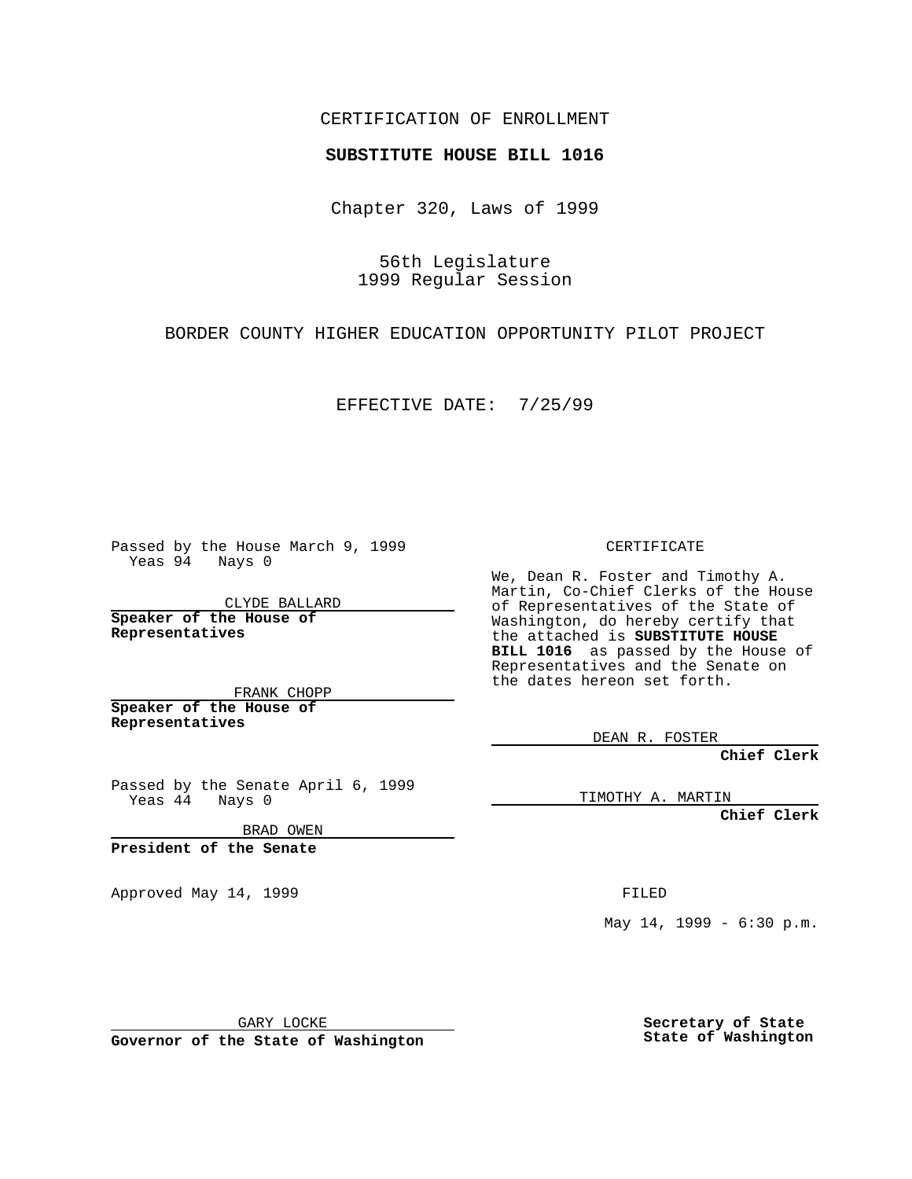CERTIFICATION OF ENROLLMENT

**SUBSTITUTE HOUSE BILL 1016**

Chapter 320, Laws of 1999

56th Legislature
1999 Regular Session

BORDER COUNTY HIGHER EDUCATION OPPORTUNITY PILOT PROJECT

EFFECTIVE DATE: 7/25/99

Passed by the House March 9, 1999
Yeas 94 Nays 0

CLYDE BALLARD

**Speaker of the House of Representatives**

FRANK CHOPP

**Speaker of the House of Representatives**

Passed by the Senate April 6, 1999
Yeas 44 Nays 0

BRAD OWEN

**President of the Senate**

Approved May 14, 1999

GARY LOCKE

**Governor of the State of Washington**

CERTIFICATE

We, Dean R. Foster and Timothy A. Martin, Co-Chief Clerks of the House of Representatives of the State of Washington, do hereby certify that the attached is **SUBSTITUTE HOUSE BILL 1016** as passed by the House of Representatives and the Senate on the dates hereon set forth.

DEAN R. FOSTER

**Chief Clerk**

TIMOTHY A. MARTIN

**Chief Clerk**

FILED

May 14, 1999 - 6:30 p.m.

**Secretary of State**
**State of Washington**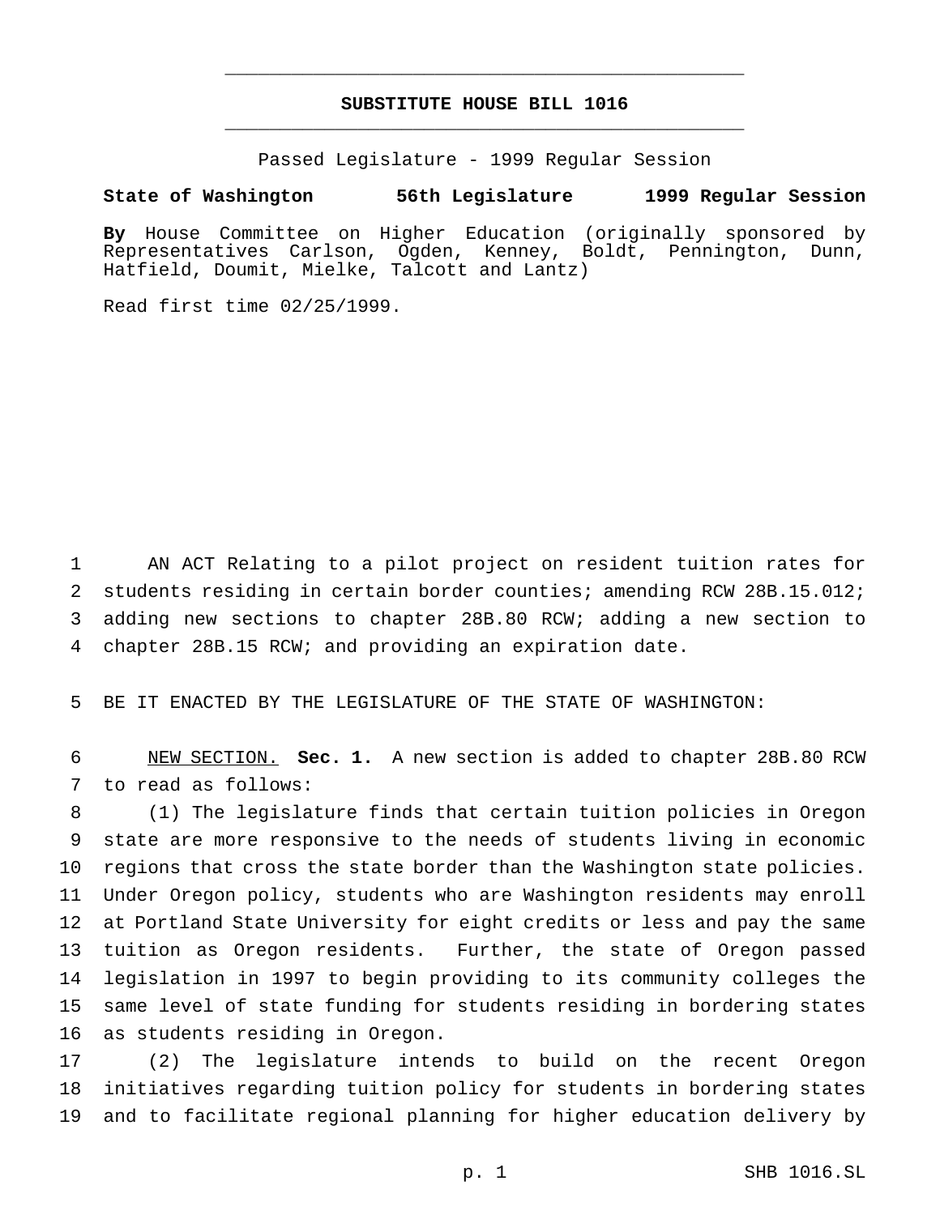# SUBSTITUTE HOUSE BILL 1016

Passed Legislature - 1999 Regular Session

**State of Washington 56th Legislature 1999 Regular Session**

**By** House Committee on Higher Education (originally sponsored by Representatives Carlson, Ogden, Kenney, Boldt, Pennington, Dunn, Hatfield, Doumit, Mielke, Talcott and Lantz)

Read first time 02/25/1999.

AN ACT Relating to a pilot project on resident tuition rates for students residing in certain border counties; amending RCW 28B.15.012; adding new sections to chapter 28B.80 RCW; adding a new section to chapter 28B.15 RCW; and providing an expiration date.

BE IT ENACTED BY THE LEGISLATURE OF THE STATE OF WASHINGTON:

NEW SECTION. **Sec. 1.** A new section is added to chapter 28B.80 RCW to read as follows:

(1) The legislature finds that certain tuition policies in Oregon state are more responsive to the needs of students living in economic regions that cross the state border than the Washington state policies. Under Oregon policy, students who are Washington residents may enroll at Portland State University for eight credits or less and pay the same tuition as Oregon residents. Further, the state of Oregon passed legislation in 1997 to begin providing to its community colleges the same level of state funding for students residing in bordering states as students residing in Oregon.

(2) The legislature intends to build on the recent Oregon initiatives regarding tuition policy for students in bordering states and to facilitate regional planning for higher education delivery by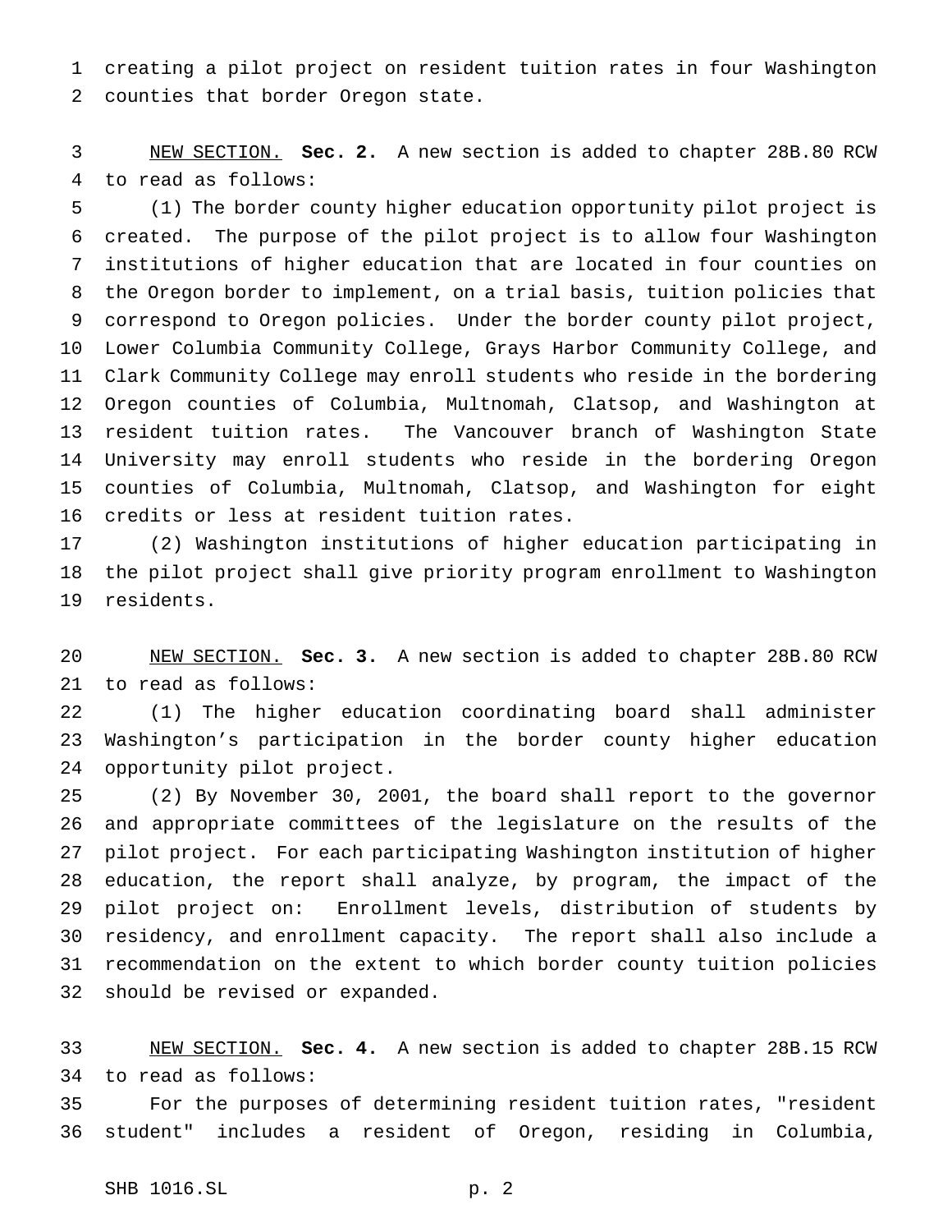creating a pilot project on resident tuition rates in four Washington counties that border Oregon state.

NEW SECTION. **Sec. 2.** A new section is added to chapter 28B.80 RCW to read as follows:

(1) The border county higher education opportunity pilot project is created. The purpose of the pilot project is to allow four Washington institutions of higher education that are located in four counties on the Oregon border to implement, on a trial basis, tuition policies that correspond to Oregon policies. Under the border county pilot project, Lower Columbia Community College, Grays Harbor Community College, and Clark Community College may enroll students who reside in the bordering Oregon counties of Columbia, Multnomah, Clatsop, and Washington at resident tuition rates. The Vancouver branch of Washington State University may enroll students who reside in the bordering Oregon counties of Columbia, Multnomah, Clatsop, and Washington for eight credits or less at resident tuition rates.

(2) Washington institutions of higher education participating in the pilot project shall give priority program enrollment to Washington residents.

NEW SECTION. **Sec. 3.** A new section is added to chapter 28B.80 RCW to read as follows:

(1) The higher education coordinating board shall administer Washington's participation in the border county higher education opportunity pilot project.

(2) By November 30, 2001, the board shall report to the governor and appropriate committees of the legislature on the results of the pilot project. For each participating Washington institution of higher education, the report shall analyze, by program, the impact of the pilot project on: Enrollment levels, distribution of students by residency, and enrollment capacity. The report shall also include a recommendation on the extent to which border county tuition policies should be revised or expanded.

NEW SECTION. **Sec. 4.** A new section is added to chapter 28B.15 RCW to read as follows:

For the purposes of determining resident tuition rates, "resident student" includes a resident of Oregon, residing in Columbia,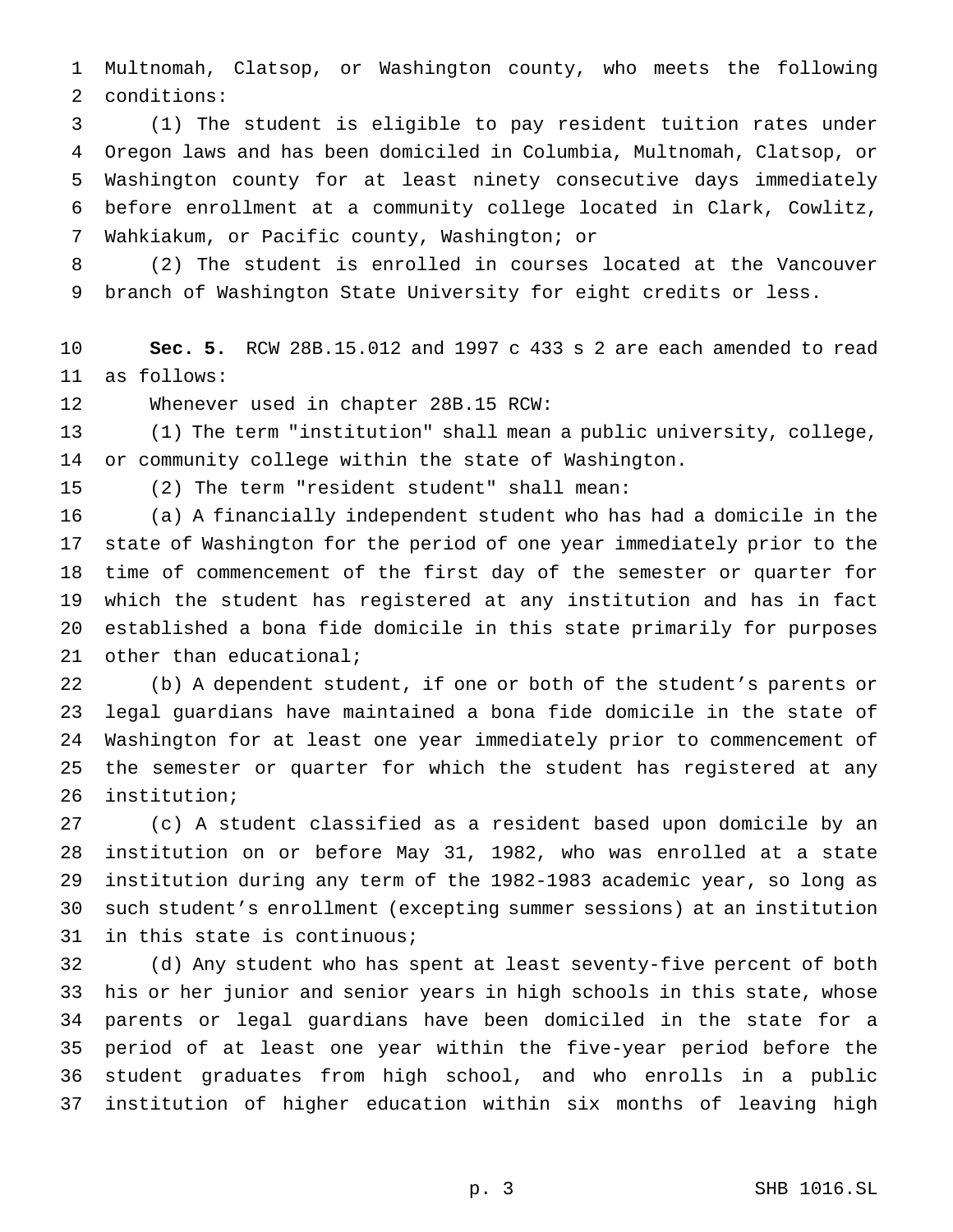Multnomah, Clatsop, or Washington county, who meets the following conditions:

(1) The student is eligible to pay resident tuition rates under Oregon laws and has been domiciled in Columbia, Multnomah, Clatsop, or Washington county for at least ninety consecutive days immediately before enrollment at a community college located in Clark, Cowlitz, Wahkiakum, or Pacific county, Washington; or

(2) The student is enrolled in courses located at the Vancouver branch of Washington State University for eight credits or less.

**Sec. 5.** RCW 28B.15.012 and 1997 c 433 s 2 are each amended to read as follows:

Whenever used in chapter 28B.15 RCW:

(1) The term "institution" shall mean a public university, college, or community college within the state of Washington.

(2) The term "resident student" shall mean:

(a) A financially independent student who has had a domicile in the state of Washington for the period of one year immediately prior to the time of commencement of the first day of the semester or quarter for which the student has registered at any institution and has in fact established a bona fide domicile in this state primarily for purposes other than educational;

(b) A dependent student, if one or both of the student's parents or legal guardians have maintained a bona fide domicile in the state of Washington for at least one year immediately prior to commencement of the semester or quarter for which the student has registered at any institution;

(c) A student classified as a resident based upon domicile by an institution on or before May 31, 1982, who was enrolled at a state institution during any term of the 1982-1983 academic year, so long as such student's enrollment (excepting summer sessions) at an institution in this state is continuous;

(d) Any student who has spent at least seventy-five percent of both his or her junior and senior years in high schools in this state, whose parents or legal guardians have been domiciled in the state for a period of at least one year within the five-year period before the student graduates from high school, and who enrolls in a public institution of higher education within six months of leaving high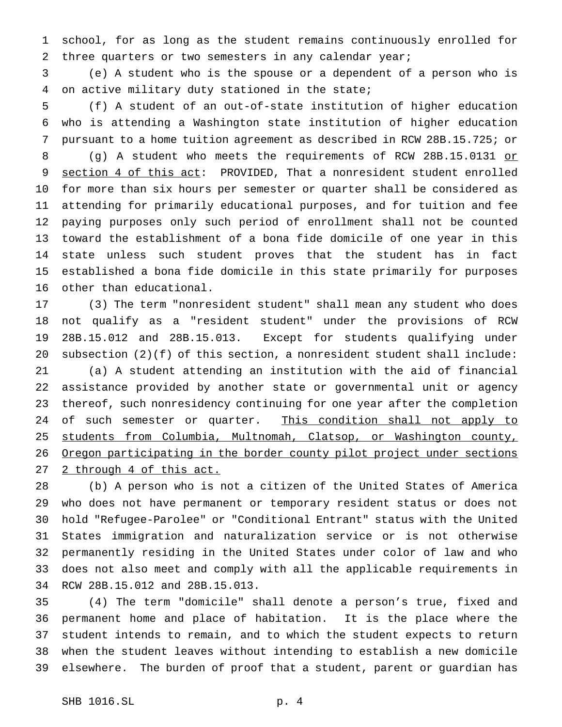school, for as long as the student remains continuously enrolled for three quarters or two semesters in any calendar year;

(e) A student who is the spouse or a dependent of a person who is on active military duty stationed in the state;

(f) A student of an out-of-state institution of higher education who is attending a Washington state institution of higher education pursuant to a home tuition agreement as described in RCW 28B.15.725; or

(g) A student who meets the requirements of RCW 28B.15.0131 <u>or section 4 of this act</u>: PROVIDED, That a nonresident student enrolled for more than six hours per semester or quarter shall be considered as attending for primarily educational purposes, and for tuition and fee paying purposes only such period of enrollment shall not be counted toward the establishment of a bona fide domicile of one year in this state unless such student proves that the student has in fact established a bona fide domicile in this state primarily for purposes other than educational.

(3) The term "nonresident student" shall mean any student who does not qualify as a "resident student" under the provisions of RCW 28B.15.012 and 28B.15.013. Except for students qualifying under subsection (2)(f) of this section, a nonresident student shall include:

(a) A student attending an institution with the aid of financial assistance provided by another state or governmental unit or agency thereof, such nonresidency continuing for one year after the completion of such semester or quarter. <u>This condition shall not apply to students from Columbia, Multnomah, Clatsop, or Washington county, Oregon participating in the border county pilot project under sections 2 through 4 of this act.</u>

(b) A person who is not a citizen of the United States of America who does not have permanent or temporary resident status or does not hold "Refugee-Parolee" or "Conditional Entrant" status with the United States immigration and naturalization service or is not otherwise permanently residing in the United States under color of law and who does not also meet and comply with all the applicable requirements in RCW 28B.15.012 and 28B.15.013.

(4) The term "domicile" shall denote a person's true, fixed and permanent home and place of habitation. It is the place where the student intends to remain, and to which the student expects to return when the student leaves without intending to establish a new domicile elsewhere. The burden of proof that a student, parent or guardian has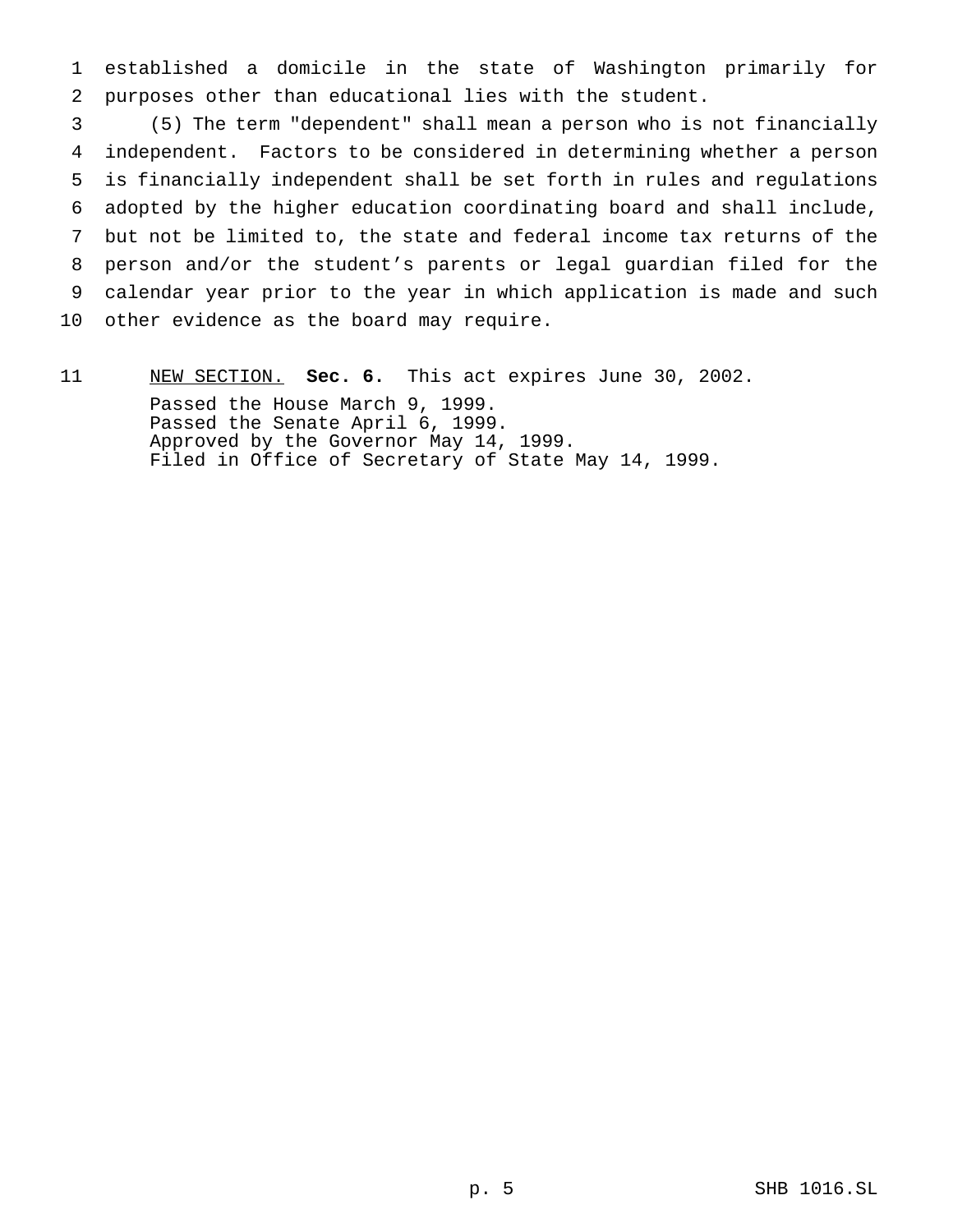established a domicile in the state of Washington primarily for purposes other than educational lies with the student.

(5) The term "dependent" shall mean a person who is not financially independent. Factors to be considered in determining whether a person is financially independent shall be set forth in rules and regulations adopted by the higher education coordinating board and shall include, but not be limited to, the state and federal income tax returns of the person and/or the student's parents or legal guardian filed for the calendar year prior to the year in which application is made and such other evidence as the board may require.

NEW SECTION. **Sec. 6.** This act expires June 30, 2002.

Passed the House March 9, 1999.
Passed the Senate April 6, 1999.
Approved by the Governor May 14, 1999.
Filed in Office of Secretary of State May 14, 1999.